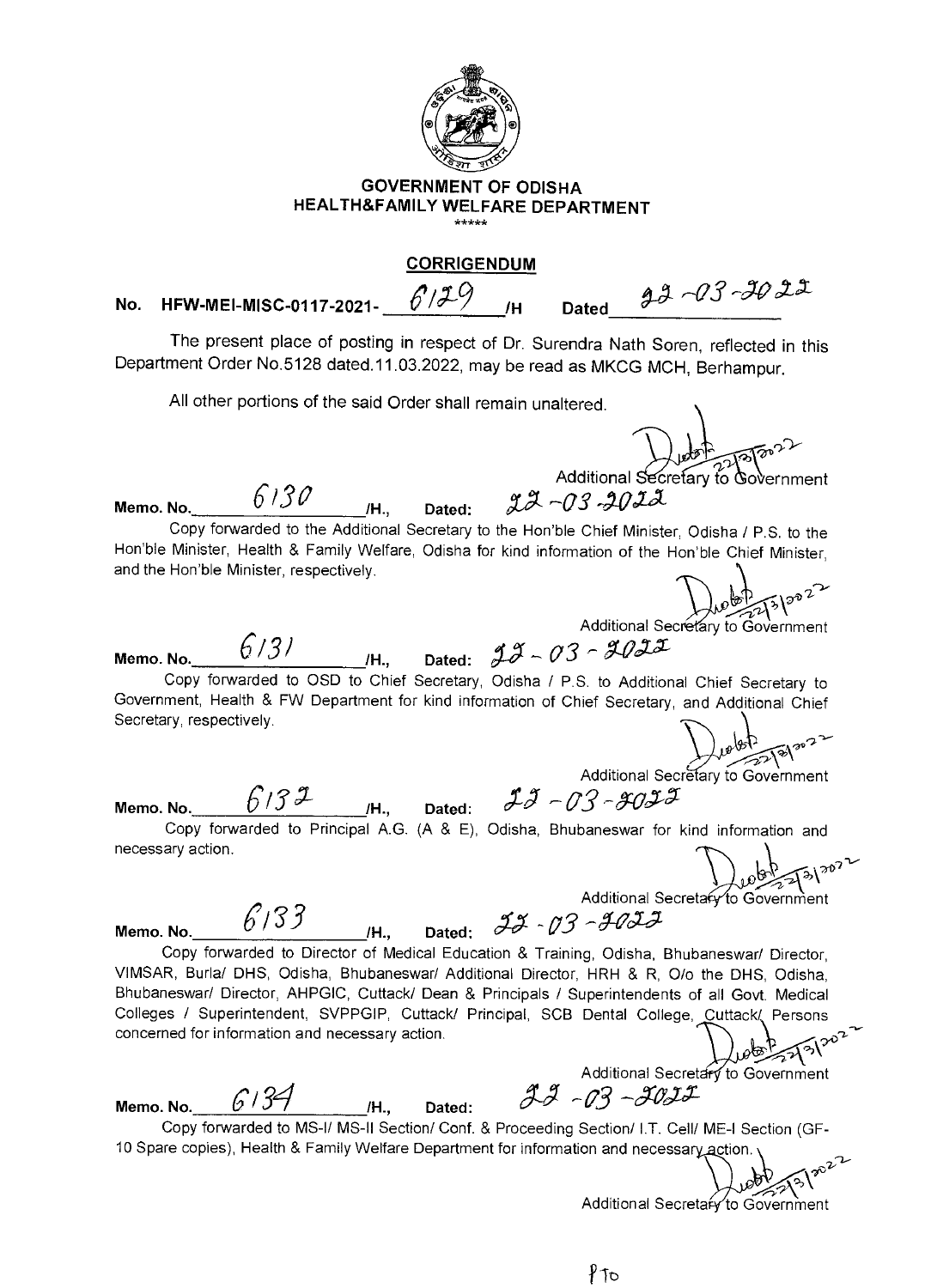**GOVERNMENT OF ODISHA**
**HEALTH&FAMILY WELFARE DEPARTMENT**

\*\*\*\*\*

## CORRIGENDUM

**No. HFW-MEI-MISC-0117-2021-** 6129 **/H Dated** 22-03-2022

The present place of posting in respect of Dr. Surendra Nath Soren, reflected in this Department Order No.5128 dated.11.03.2022, may be read as MKCG MCH, Berhampur.

All other portions of the said Order shall remain unaltered.

Additional Secretary to Government

**Memo. No.** 6130 **/H., Dated:** 22-03-2022

Copy forwarded to the Additional Secretary to the Hon'ble Chief Minister, Odisha / P.S. to the Hon'ble Minister, Health & Family Welfare, Odisha for kind information of the Hon'ble Chief Minister, and the Hon'ble Minister, respectively.

Additional Secretary to Government

**Memo. No.** 6131 **/H., Dated:** 22-03-2022

Copy forwarded to OSD to Chief Secretary, Odisha / P.S. to Additional Chief Secretary to Government, Health & FW Department for kind information of Chief Secretary, and Additional Chief Secretary, respectively.

Additional Secretary to Government

**Memo. No.** 6132 **/H., Dated:** 22-03-2022

Copy forwarded to Principal A.G. (A & E), Odisha, Bhubaneswar for kind information and necessary action.

Additional Secretary to Government

**Memo. No.** 6133 **/H., Dated:** 22-03-2022

Copy forwarded to Director of Medical Education & Training, Odisha, Bhubaneswar/ Director, VIMSAR, Burla/ DHS, Odisha, Bhubaneswar/ Additional Director, HRH & R, O/o the DHS, Odisha, Bhubaneswar/ Director, AHPGIC, Cuttack/ Dean & Principals / Superintendents of all Govt. Medical Colleges / Superintendent, SVPPGIP, Cuttack/ Principal, SCB Dental College, Cuttack/ Persons concerned for information and necessary action.

Additional Secretary to Government

**Memo. No.** 6134 **/H., Dated:** 22-03-2022

Copy forwarded to MS-I/ MS-II Section/ Conf. & Proceeding Section/ I.T. Cell/ ME-I Section (GF-10 Spare copies), Health & Family Welfare Department for information and necessary action.

Additional Secretary to Government

PTO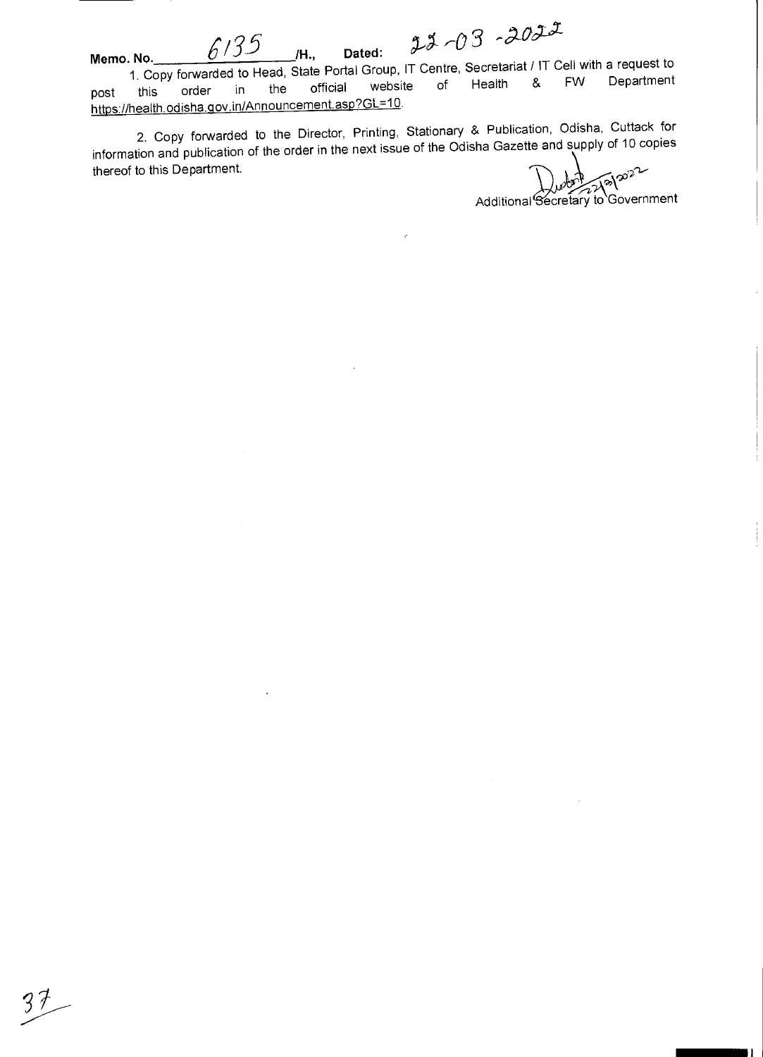**Memo. No.** 6135 **/H., Dated:** 22-03-2022

1. Copy forwarded to Head, State Portal Group, IT Centre, Secretariat / IT Cell with a request to post this order in the official website of Health & FW Department https://health.odisha.gov.in/Announcement.asp?GL=10.

2. Copy forwarded to the Director, Printing, Stationary & Publication, Odisha, Cuttack for information and publication of the order in the next issue of the Odisha Gazette and supply of 10 copies thereof to this Department.

Additional Secretary to Government